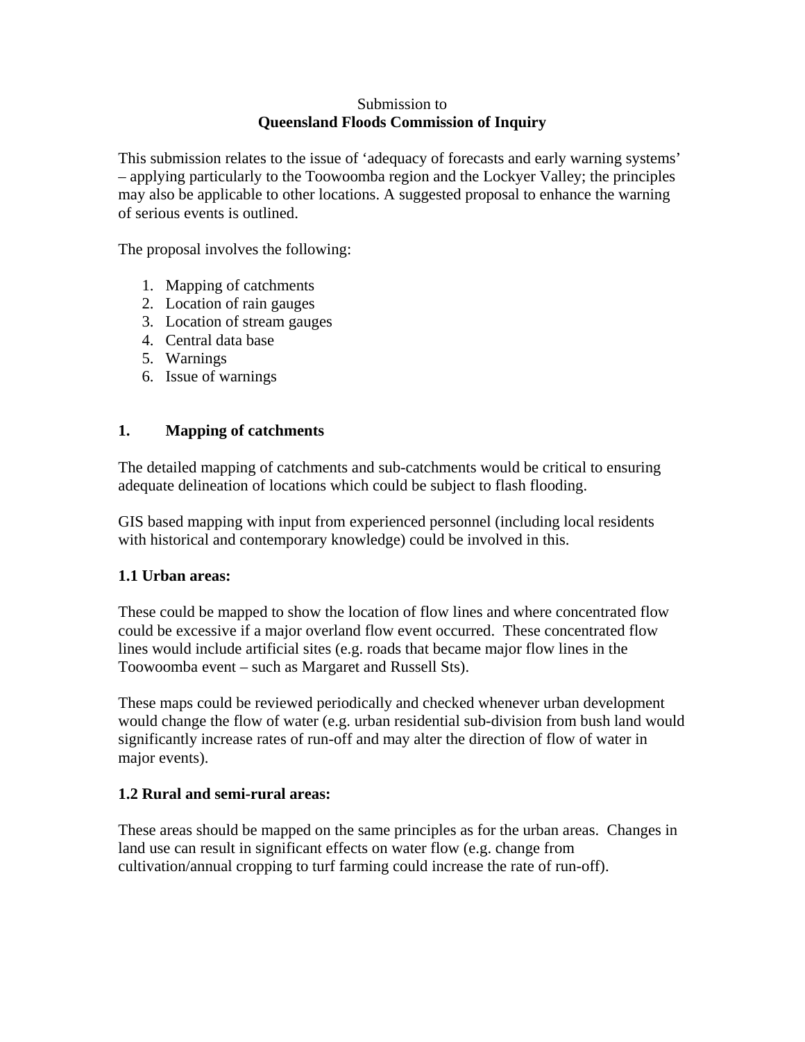Submission to

**Queensland Floods Commission of Inquiry**

This submission relates to the issue of 'adequacy of forecasts and early warning systems' – applying particularly to the Toowoomba region and the Lockyer Valley; the principles may also be applicable to other locations. A suggested proposal to enhance the warning of serious events is outlined.

The proposal involves the following:

1. Mapping of catchments
2. Location of rain gauges
3. Location of stream gauges
4. Central data base
5. Warnings
6. Issue of warnings

## 1. Mapping of catchments

The detailed mapping of catchments and sub-catchments would be critical to ensuring adequate delineation of locations which could be subject to flash flooding.

GIS based mapping with input from experienced personnel (including local residents with historical and contemporary knowledge) could be involved in this.

### 1.1 Urban areas:

These could be mapped to show the location of flow lines and where concentrated flow could be excessive if a major overland flow event occurred. These concentrated flow lines would include artificial sites (e.g. roads that became major flow lines in the Toowoomba event – such as Margaret and Russell Sts).

These maps could be reviewed periodically and checked whenever urban development would change the flow of water (e.g. urban residential sub-division from bush land would significantly increase rates of run-off and may alter the direction of flow of water in major events).

### 1.2 Rural and semi-rural areas:

These areas should be mapped on the same principles as for the urban areas. Changes in land use can result in significant effects on water flow (e.g. change from cultivation/annual cropping to turf farming could increase the rate of run-off).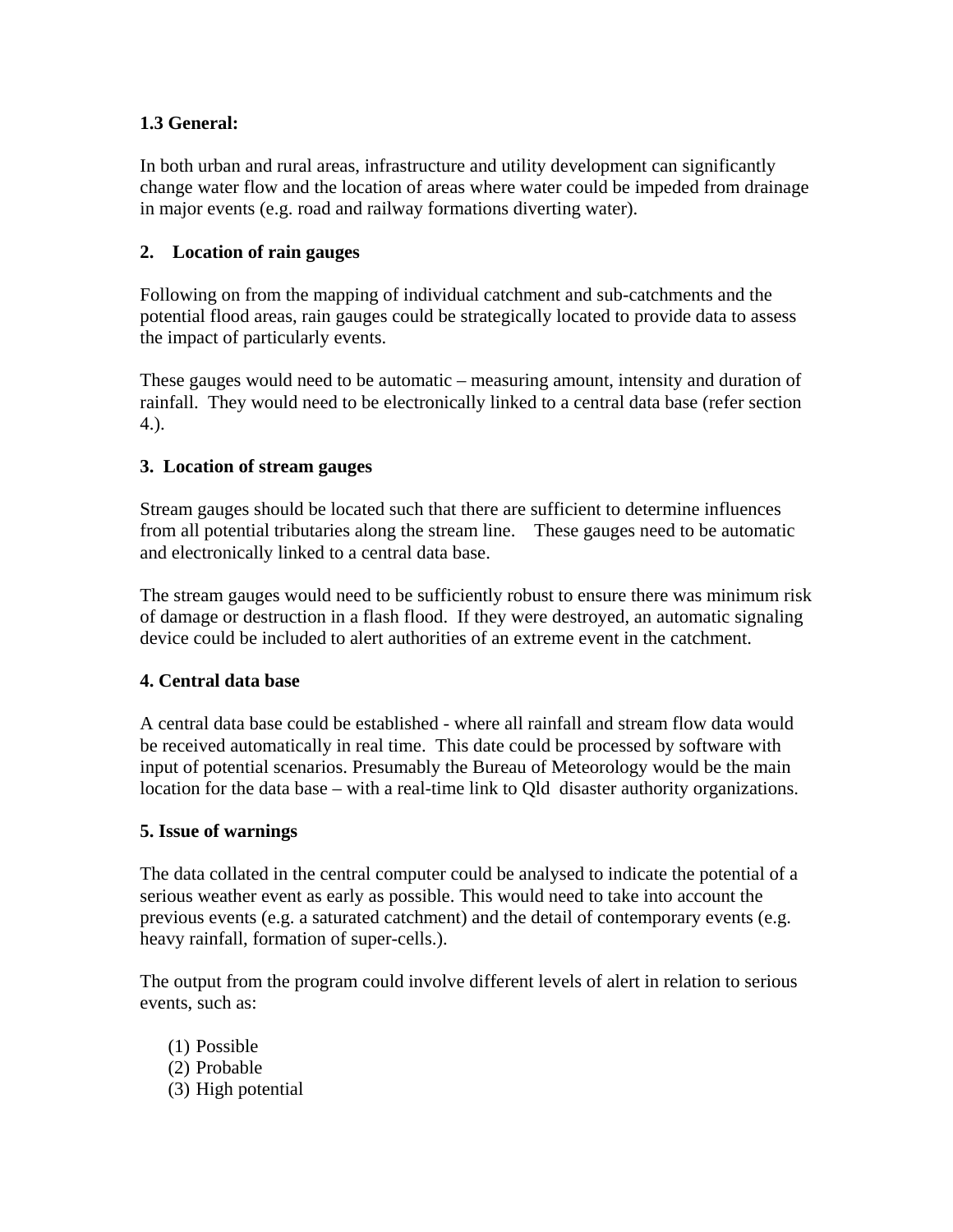**1.3 General:**

In both urban and rural areas, infrastructure and utility development can significantly change water flow and the location of areas where water could be impeded from drainage in major events (e.g. road and railway formations diverting water).

**2. Location of rain gauges**

Following on from the mapping of individual catchment and sub-catchments and the potential flood areas, rain gauges could be strategically located to provide data to assess the impact of particularly events.

These gauges would need to be automatic – measuring amount, intensity and duration of rainfall. They would need to be electronically linked to a central data base (refer section 4.).

**3. Location of stream gauges**

Stream gauges should be located such that there are sufficient to determine influences from all potential tributaries along the stream line. These gauges need to be automatic and electronically linked to a central data base.

The stream gauges would need to be sufficiently robust to ensure there was minimum risk of damage or destruction in a flash flood. If they were destroyed, an automatic signaling device could be included to alert authorities of an extreme event in the catchment.

**4. Central data base**

A central data base could be established - where all rainfall and stream flow data would be received automatically in real time. This date could be processed by software with input of potential scenarios. Presumably the Bureau of Meteorology would be the main location for the data base – with a real-time link to Qld disaster authority organizations.

**5. Issue of warnings**

The data collated in the central computer could be analysed to indicate the potential of a serious weather event as early as possible. This would need to take into account the previous events (e.g. a saturated catchment) and the detail of contemporary events (e.g. heavy rainfall, formation of super-cells.).

The output from the program could involve different levels of alert in relation to serious events, such as:

(1) Possible
(2) Probable
(3) High potential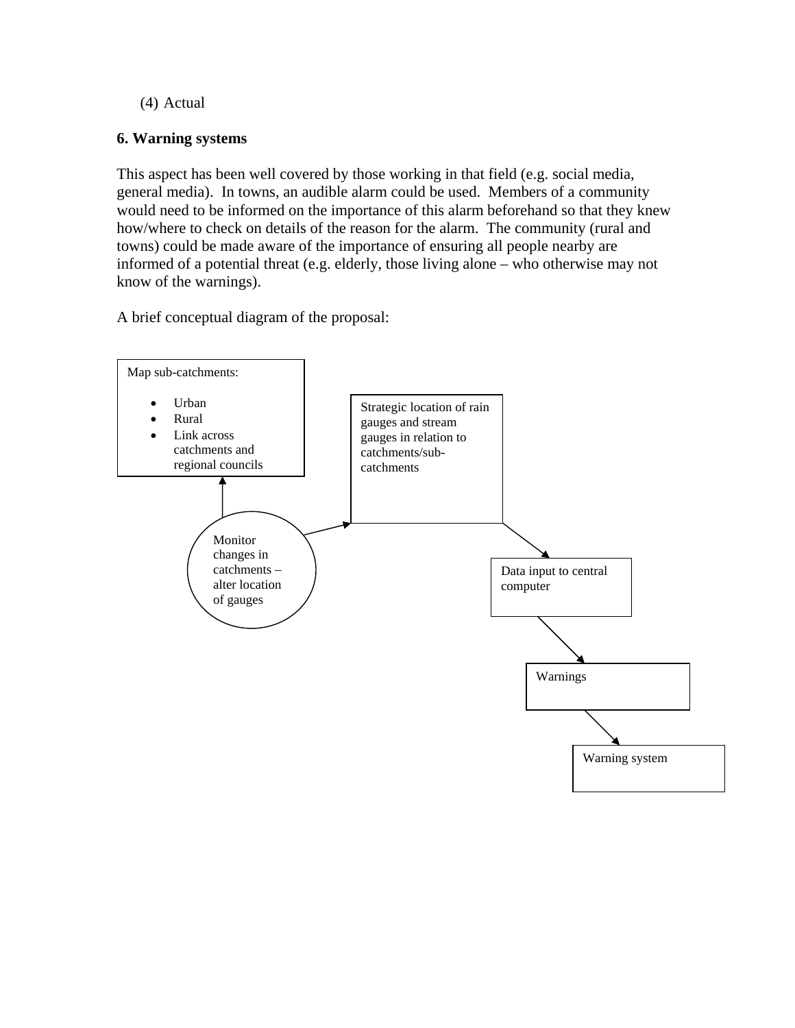(4) Actual

**6. Warning systems**

This aspect has been well covered by those working in that field (e.g. social media, general media). In towns, an audible alarm could be used. Members of a community would need to be informed on the importance of this alarm beforehand so that they knew how/where to check on details of the reason for the alarm. The community (rural and towns) could be made aware of the importance of ensuring all people nearby are informed of a potential threat (e.g. elderly, those living alone – who otherwise may not know of the warnings).

A brief conceptual diagram of the proposal:

Map sub-catchments:

- Urban
- Rural
- Link across catchments and regional councils

Monitor changes in catchments – alter location of gauges

Strategic location of rain gauges and stream gauges in relation to catchments/sub-catchments

Data input to central computer

Warnings

Warning system